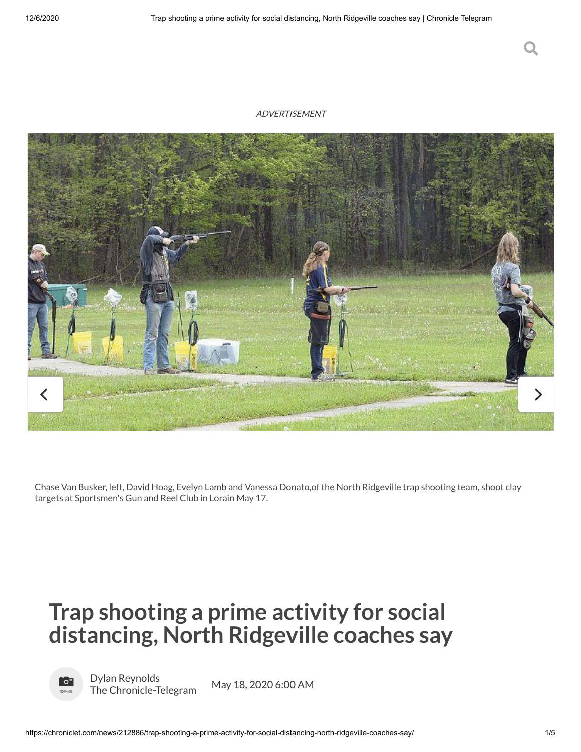ADVERTISEMENT

Chase Van Busker, left, David Hoag, Evelyn Lamb and Vanessa Donato,of the North Ridgeville trap shooting team, shoot clay targets at Sportsmen's Gun and Reel Club in Lorain May 17.

# Trap shooting a prime activity for social distancing, North Ridgeville coaches say

Dylan Reynolds
The Chronicle-Telegram

May 18, 2020 6:00 AM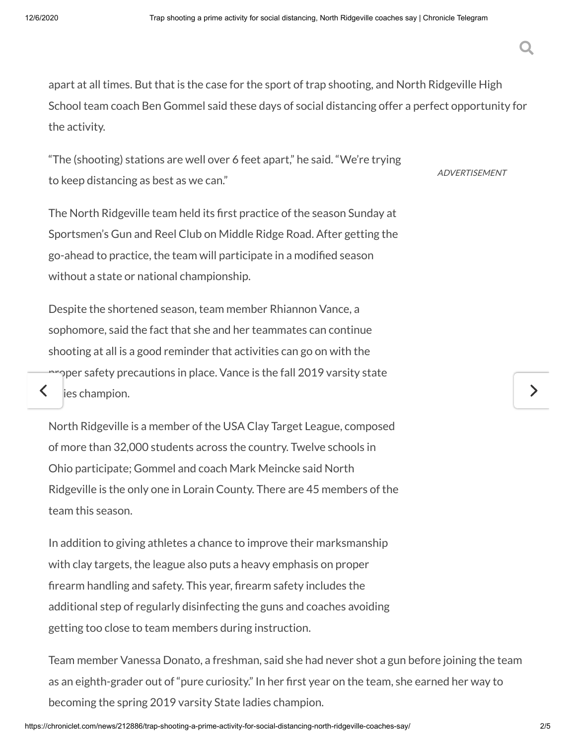apart at all times. But that is the case for the sport of trap shooting, and North Ridgeville High School team coach Ben Gommel said these days of social distancing offer a perfect opportunity for the activity.

"The (shooting) stations are well over 6 feet apart," he said. "We're trying to keep distancing as best as we can."

The North Ridgeville team held its first practice of the season Sunday at Sportsmen's Gun and Reel Club on Middle Ridge Road. After getting the go-ahead to practice, the team will participate in a modified season without a state or national championship.

Despite the shortened season, team member Rhiannon Vance, a sophomore, said the fact that she and her teammates can continue shooting at all is a good reminder that activities can go on with the proper safety precautions in place. Vance is the fall 2019 varsity state ladies champion.

North Ridgeville is a member of the USA Clay Target League, composed of more than 32,000 students across the country. Twelve schools in Ohio participate; Gommel and coach Mark Meincke said North Ridgeville is the only one in Lorain County. There are 45 members of the team this season.

In addition to giving athletes a chance to improve their marksmanship with clay targets, the league also puts a heavy emphasis on proper firearm handling and safety. This year, firearm safety includes the additional step of regularly disinfecting the guns and coaches avoiding getting too close to team members during instruction.

Team member Vanessa Donato, a freshman, said she had never shot a gun before joining the team as an eighth-grader out of "pure curiosity." In her first year on the team, she earned her way to becoming the spring 2019 varsity State ladies champion.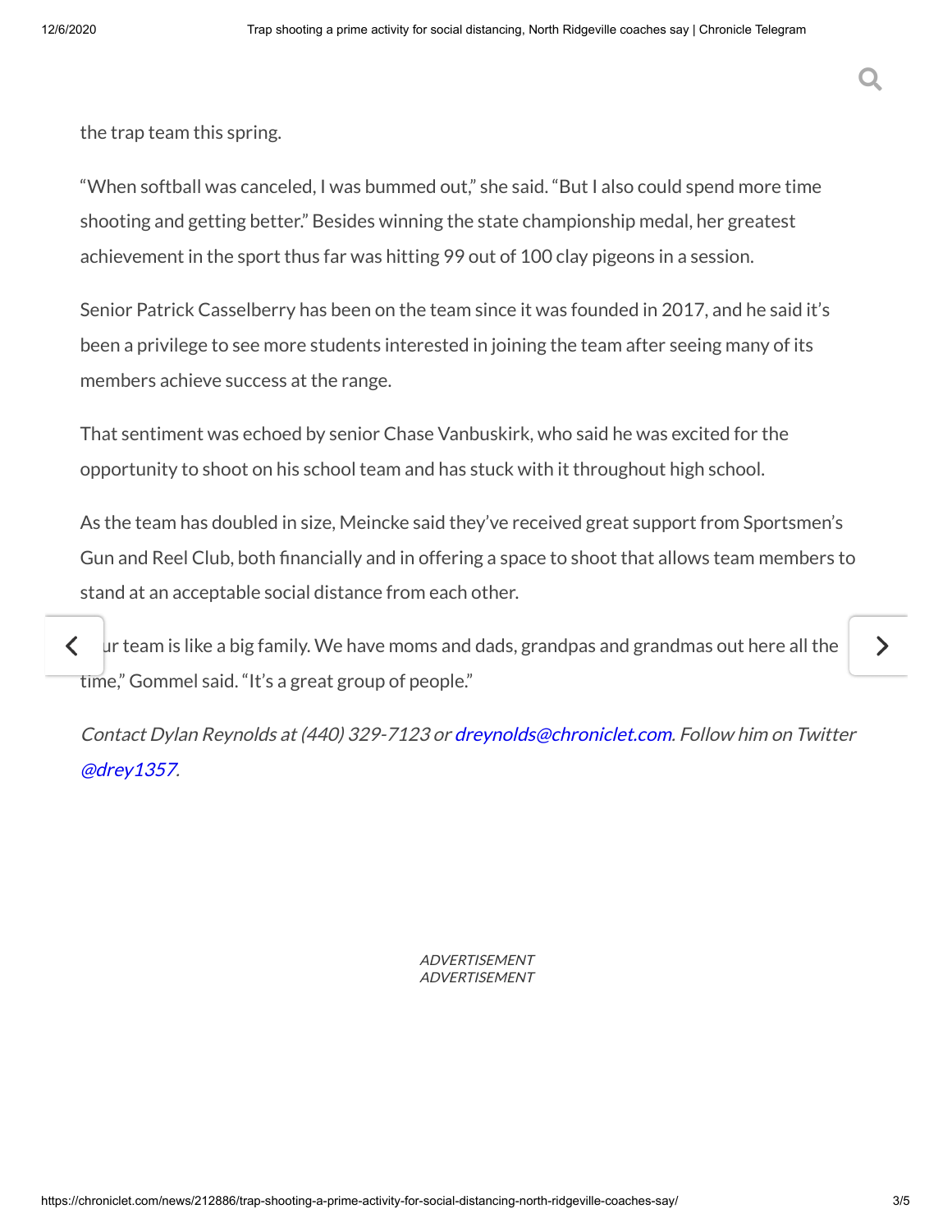the trap team this spring.

"When softball was canceled, I was bummed out," she said. "But I also could spend more time shooting and getting better." Besides winning the state championship medal, her greatest achievement in the sport thus far was hitting 99 out of 100 clay pigeons in a session.

Senior Patrick Casselberry has been on the team since it was founded in 2017, and he said it's been a privilege to see more students interested in joining the team after seeing many of its members achieve success at the range.

That sentiment was echoed by senior Chase Vanbuskirk, who said he was excited for the opportunity to shoot on his school team and has stuck with it throughout high school.

As the team has doubled in size, Meincke said they've received great support from Sportsmen's Gun and Reel Club, both financially and in offering a space to shoot that allows team members to stand at an acceptable social distance from each other.

"Our team is like a big family. We have moms and dads, grandpas and grandmas out here all the time," Gommel said. "It's a great group of people."

*Contact Dylan Reynolds at (440) 329-7123 or dreynolds@chroniclet.com. Follow him on Twitter @drey1357.*

*ADVERTISEMENT*
*ADVERTISEMENT*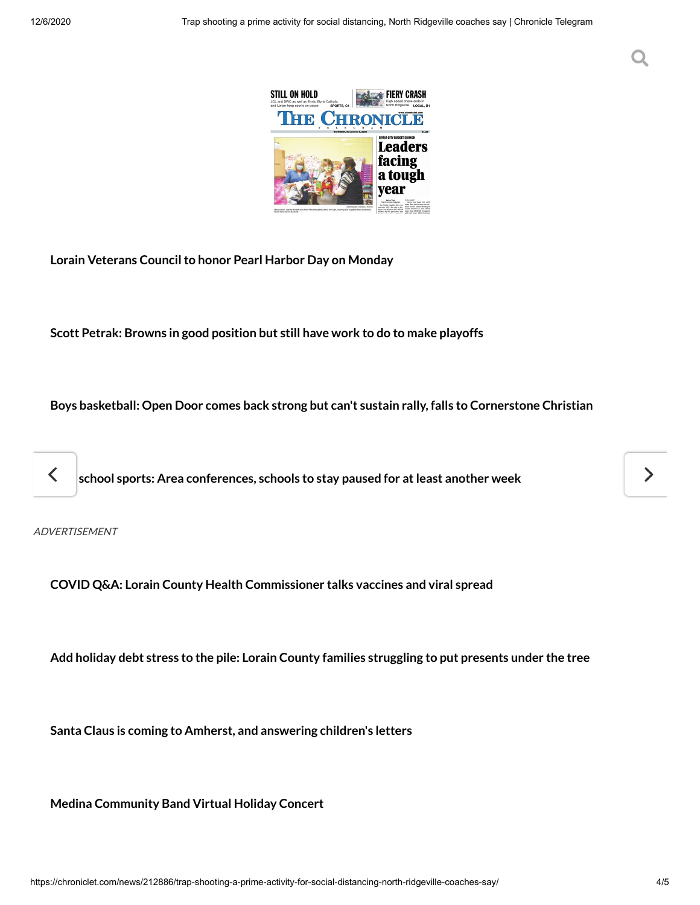Lorain Veterans Council to honor Pearl Harbor Day on Monday

Scott Petrak: Browns in good position but still have work to do to make playoffs

Boys basketball: Open Door comes back strong but can't sustain rally, falls to Cornerstone Christian

school sports: Area conferences, schools to stay paused for at least another week

*ADVERTISEMENT*

COVID Q&A: Lorain County Health Commissioner talks vaccines and viral spread

Add holiday debt stress to the pile: Lorain County families struggling to put presents under the tree

Santa Claus is coming to Amherst, and answering children's letters

Medina Community Band Virtual Holiday Concert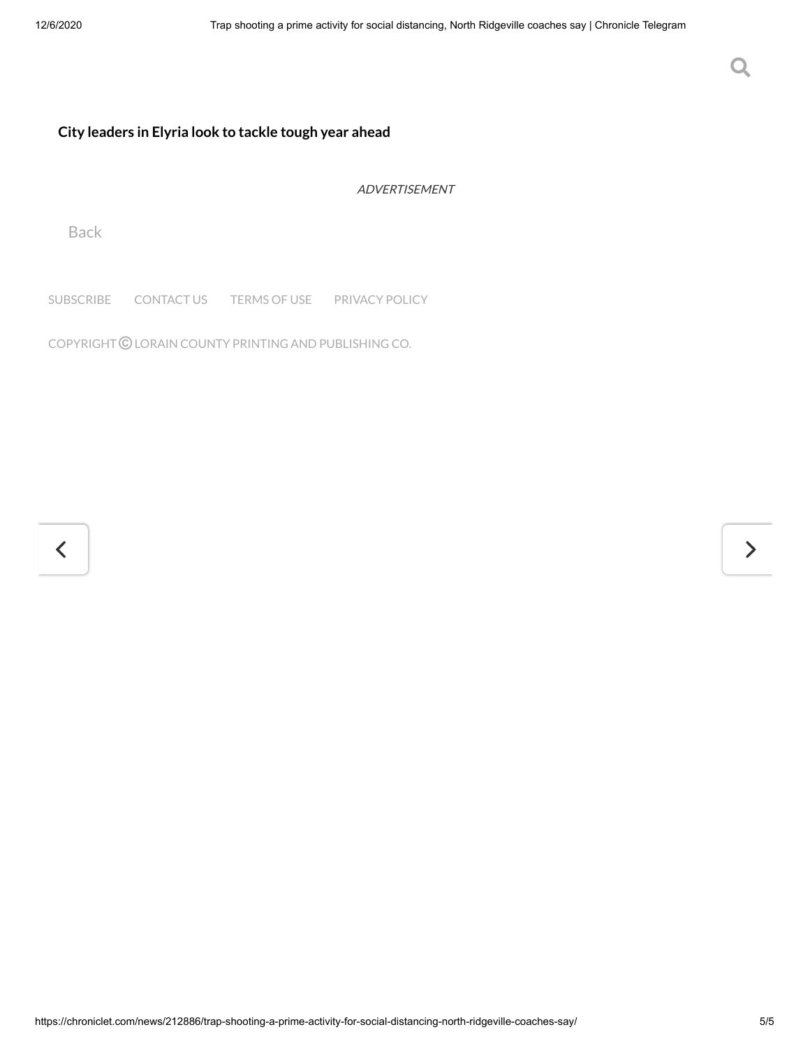**City leaders in Elyria look to tackle tough year ahead**

*ADVERTISEMENT*

Back

SUBSCRIBE CONTACT US TERMS OF USE PRIVACY POLICY

COPYRIGHT © LORAIN COUNTY PRINTING AND PUBLISHING CO.